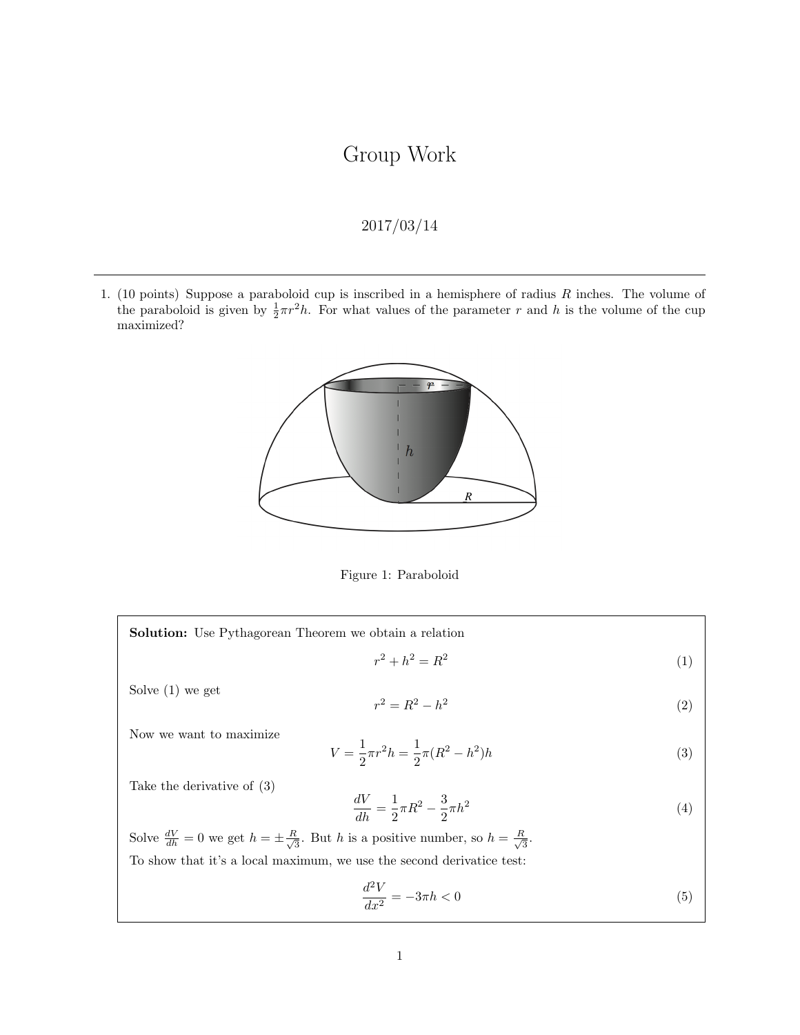# Group Work

2017/03/14

---

1. (10 points) Suppose a paraboloid cup is inscribed in a hemisphere of radius $R$ inches. The volume of the paraboloid is given by $\frac{1}{2}\pi r^2 h$. For what values of the parameter $r$ and $h$ is the volume of the cup maximized?

Figure 1: Paraboloid

**Solution:** Use Pythagorean Theorem we obtain a relation

$$r^2 + h^2 = R^2 \tag{1}$$

Solve (1) we get

$$r^2 = R^2 - h^2 \tag{2}$$

Now we want to maximize

$$V = \frac{1}{2}\pi r^2 h = \frac{1}{2}\pi(R^2 - h^2)h \tag{3}$$

Take the derivative of (3)

$$\frac{dV}{dh} = \frac{1}{2}\pi R^2 - \frac{3}{2}\pi h^2 \tag{4}$$

Solve $\frac{dV}{dh} = 0$ we get $h = \pm\frac{R}{\sqrt{3}}$. But $h$ is a positive number, so $h = \frac{R}{\sqrt{3}}$.

To show that it's a local maximum, we use the second derivatice test:

$$\frac{d^2V}{dx^2} = -3\pi h < 0 \tag{5}$$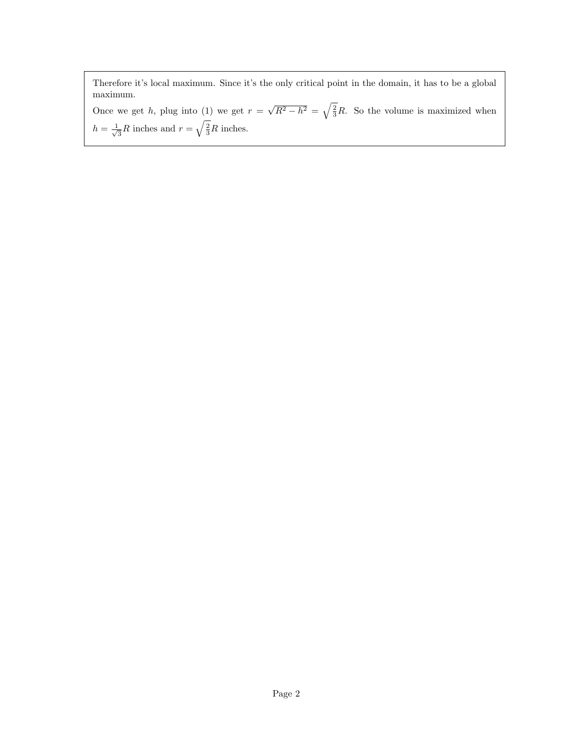Therefore it's local maximum. Since it's the only critical point in the domain, it has to be a global maximum.

Once we get $h$, plug into (1) we get $r = \sqrt{R^2 - h^2} = \sqrt{\frac{2}{3}}R$. So the volume is maximized when $h = \frac{1}{\sqrt{3}}R$ inches and $r = \sqrt{\frac{2}{3}}R$ inches.